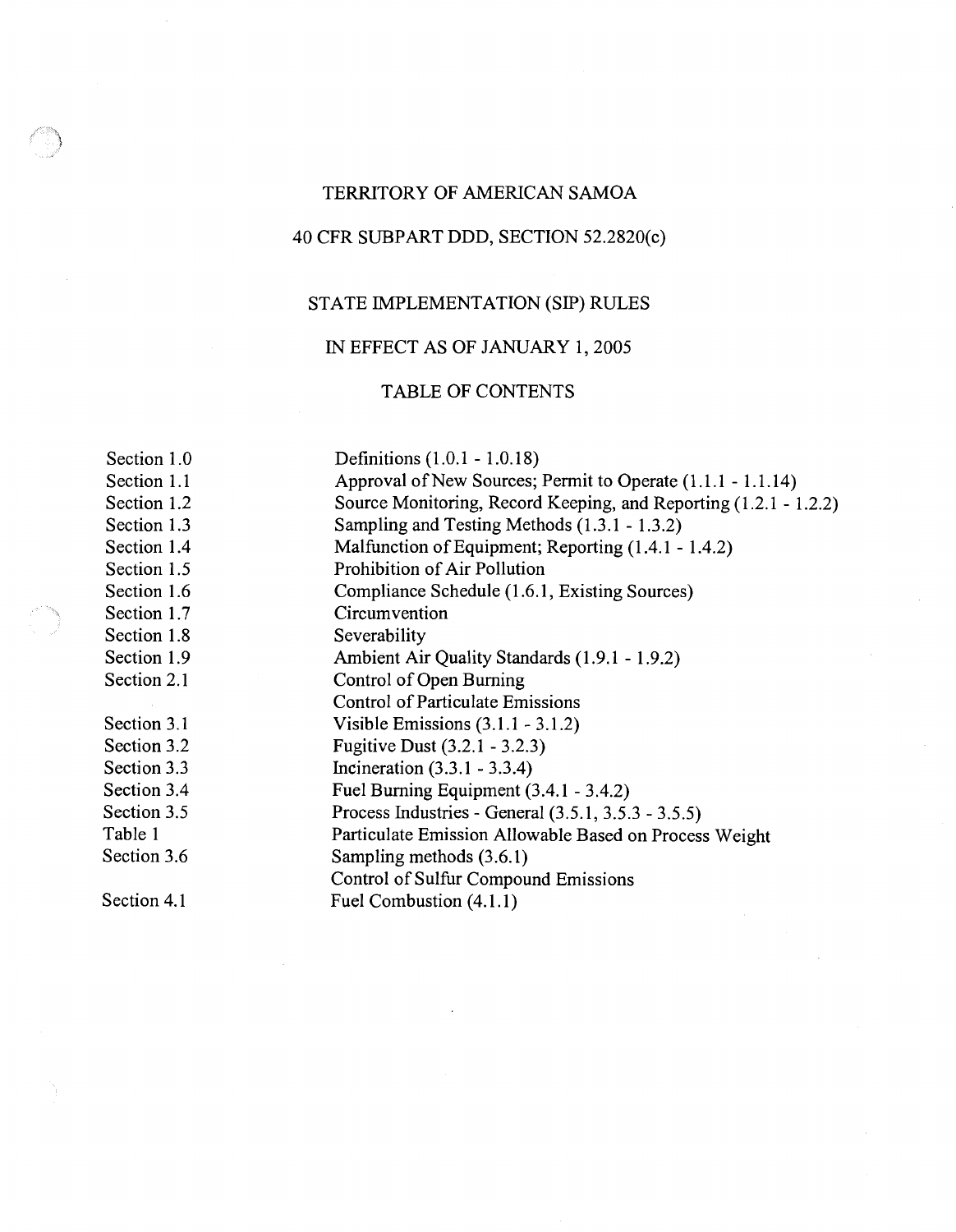# TERRITORY OF AMERICAN SAMOA

## 40 CFR SUBPART DDD, SECTION 52.2820(c)

## STATE IMPLEMENTATION (SIP) RULES

## IN EFFECT AS OF JANUARY 1, 2005

## TABLE OF CONTENTS

| | |
|---|---|
| Section 1.0 | Definitions (1.0.1 - 1.0.18) |
| Section 1.1 | Approval of New Sources; Permit to Operate (1.1.1 - 1.1.14) |
| Section 1.2 | Source Monitoring, Record Keeping, and Reporting (1.2.1 - 1.2.2) |
| Section 1.3 | Sampling and Testing Methods (1.3.1 - 1.3.2) |
| Section 1.4 | Malfunction of Equipment; Reporting (1.4.1 - 1.4.2) |
| Section 1.5 | Prohibition of Air Pollution |
| Section 1.6 | Compliance Schedule (1.6.1, Existing Sources) |
| Section 1.7 | Circumvention |
| Section 1.8 | Severability |
| Section 1.9 | Ambient Air Quality Standards (1.9.1 - 1.9.2) |
| Section 2.1 | Control of Open Burning |
| | Control of Particulate Emissions |
| Section 3.1 | Visible Emissions (3.1.1 - 3.1.2) |
| Section 3.2 | Fugitive Dust (3.2.1 - 3.2.3) |
| Section 3.3 | Incineration (3.3.1 - 3.3.4) |
| Section 3.4 | Fuel Burning Equipment (3.4.1 - 3.4.2) |
| Section 3.5 | Process Industries - General (3.5.1, 3.5.3 - 3.5.5) |
| Table 1 | Particulate Emission Allowable Based on Process Weight |
| Section 3.6 | Sampling methods (3.6.1) |
| | Control of Sulfur Compound Emissions |
| Section 4.1 | Fuel Combustion (4.1.1) |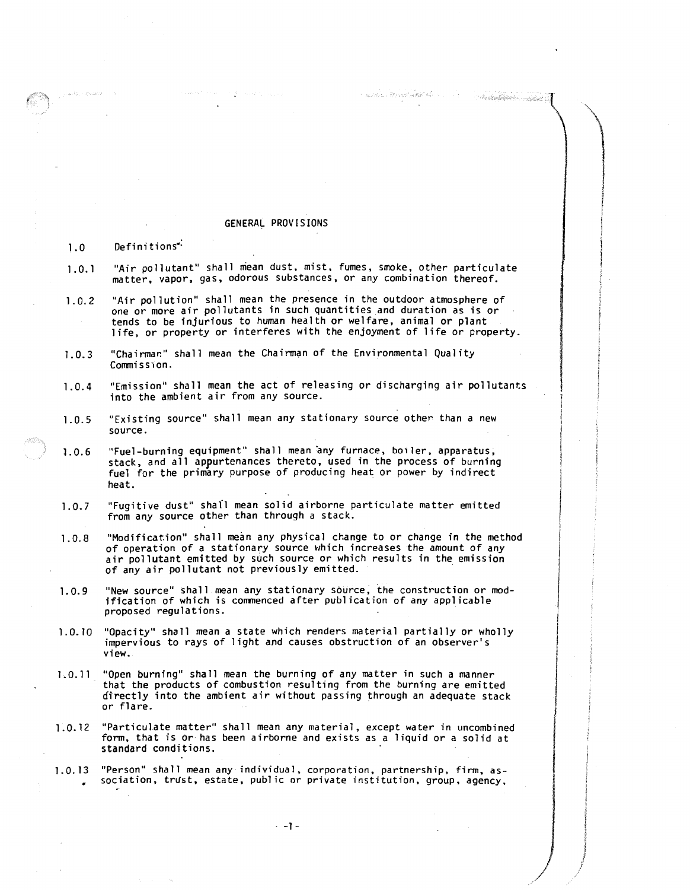## GENERAL PROVISIONS

1.0 Definitions:

1.0.1 "Air pollutant" shall mean dust, mist, fumes, smoke, other particulate matter, vapor, gas, odorous substances, or any combination thereof.

1.0.2 "Air pollution" shall mean the presence in the outdoor atmosphere of one or more air pollutants in such quantities and duration as is or tends to be injurious to human health or welfare, animal or plant life, or property or interferes with the enjoyment of life or property.

1.0.3 "Chairman" shall mean the Chairman of the Environmental Quality Commission.

1.0.4 "Emission" shall mean the act of releasing or discharging air pollutants into the ambient air from any source.

1.0.5 "Existing source" shall mean any stationary source other than a new source.

1.0.6 "Fuel-burning equipment" shall mean any furnace, boiler, apparatus, stack, and all appurtenances thereto, used in the process of burning fuel for the primary purpose of producing heat or power by indirect heat.

1.0.7 "Fugitive dust" shall mean solid airborne particulate matter emitted from any source other than through a stack.

1.0.8 "Modification" shall mean any physical change to or change in the method of operation of a stationary source which increases the amount of any air pollutant emitted by such source or which results in the emission of any air pollutant not previously emitted.

1.0.9 "New source" shall mean any stationary source, the construction or modification of which is commenced after publication of any applicable proposed regulations.

1.0.10 "Opacity" shall mean a state which renders material partially or wholly impervious to rays of light and causes obstruction of an observer's view.

1.0.11 "Open burning" shall mean the burning of any matter in such a manner that the products of combustion resulting from the burning are emitted directly into the ambient air without passing through an adequate stack or flare.

1.0.12 "Particulate matter" shall mean any material, except water in uncombined form, that is or has been airborne and exists as a liquid or a solid at standard conditions.

1.0.13 "Person" shall mean any individual, corporation, partnership, firm, association, trust, estate, public or private institution, group, agency,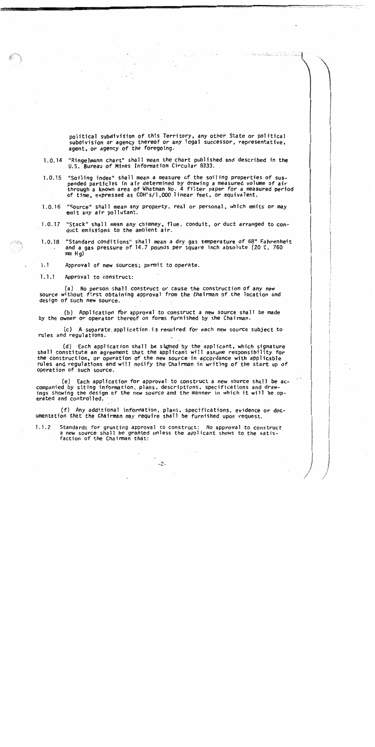political subdivision of this Territory, any other State or political subdivision or agency thereof or any legal successor, representative, agent, or agency of the foregoing.

1.0.14 "Ringelmann chart" shall mean the chart published and described in the U.S. Bureau of Mines Information Circular 8333.

1.0.15 "Soiling index" shall mean a measure of the soiling properties of suspended particles in air determined by drawing a measured volume of air through a known area of Whatman No. 4 filter paper for a measured period of time, expressed as COH's/1,000 linear feet, or equivalent.

1.0.16 "Source" shall mean any property, real or personal, which emits or may emit any air pollutant.

1.0.17 "Stack" shall mean any chimney, flue, conduit, or duct arranged to conduct emissions to the ambient air.

1.0.18 "Standard conditions" shall mean a dry gas temperature of 68° Fahrenheit and a gas pressure of 14.7 pounds per square inch absolute (20 C, 760 mm Hg)

1.1 Approval of new sources; permit to operate.

1.1.1 Approval to construct:

(a) No person shall construct or cause the construction of any new source without first obtaining approval from the Chairman of the location and design of such new source.

(b) Application for approval to construct a new source shall be made by the owner or operator thereof on forms furnished by the Chairman.

(c) A separate application is required for each new source subject to rules and regulations.

(d) Each application shall be signed by the applicant, which signature shall constitute an agreement that the applicant will assume responsibility for the construction, or operation of the new source in accordance with applicable rules and regulations and will notify the Chairman in writing of the start up of operation of such source.

(e) Each application for approval to construct a new source shall be accompanied by siting information, plans, descriptions, specifications and drawings showing the design of the new source and the manner in which it will be operated and controlled.

(f) Any additional information, plans, specifications, evidence or documentation that the Chairman may require shall be furnished upon request.

1.1.2 Standards for granting approval to construct: No approval to construct a new source shall be granted unless the applicant shows to the satisfaction of the Chairman that: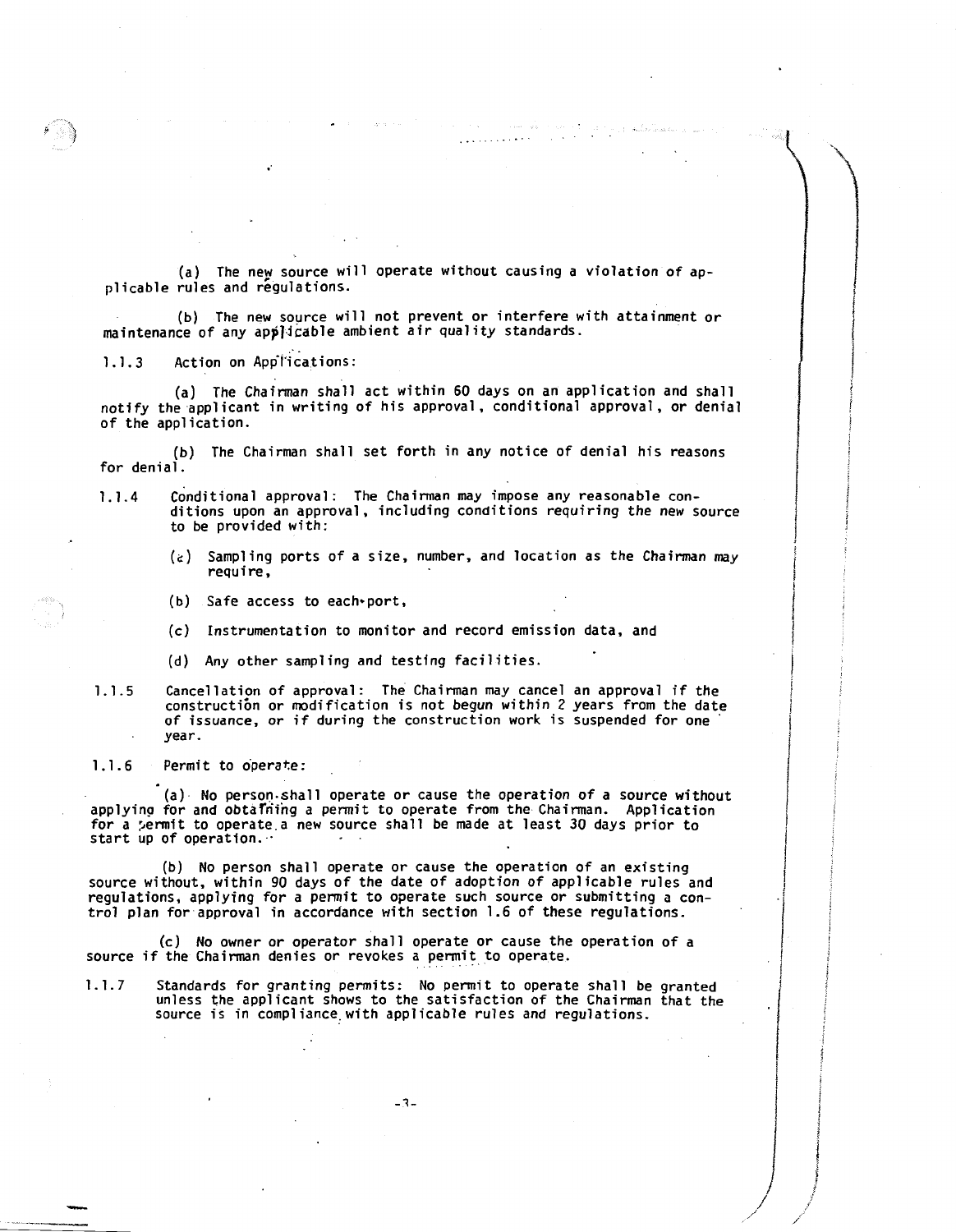(a) The new source will operate without causing a violation of applicable rules and regulations.

(b) The new source will not prevent or interfere with attainment or maintenance of any applicable ambient air quality standards.

1.1.3 Action on Applications:

(a) The Chairman shall act within 60 days on an application and shall notify the applicant in writing of his approval, conditional approval, or denial of the application.

(b) The Chairman shall set forth in any notice of denial his reasons for denial.

1.1.4 Conditional approval: The Chairman may impose any reasonable conditions upon an approval, including conditions requiring the new source to be provided with:

(a) Sampling ports of a size, number, and location as the Chairman may require,

(b) Safe access to each port,

(c) Instrumentation to monitor and record emission data, and

(d) Any other sampling and testing facilities.

1.1.5 Cancellation of approval: The Chairman may cancel an approval if the construction or modification is not begun within 2 years from the date of issuance, or if during the construction work is suspended for one year.

1.1.6 Permit to operate:

(a) No person shall operate or cause the operation of a source without applying for and obtaining a permit to operate from the Chairman. Application for a permit to operate a new source shall be made at least 30 days prior to start up of operation.

(b) No person shall operate or cause the operation of an existing source without, within 90 days of the date of adoption of applicable rules and regulations, applying for a permit to operate such source or submitting a control plan for approval in accordance with section 1.6 of these regulations.

(c) No owner or operator shall operate or cause the operation of a source if the Chairman denies or revokes a permit to operate.

1.1.7 Standards for granting permits: No permit to operate shall be granted unless the applicant shows to the satisfaction of the Chairman that the source is in compliance with applicable rules and regulations.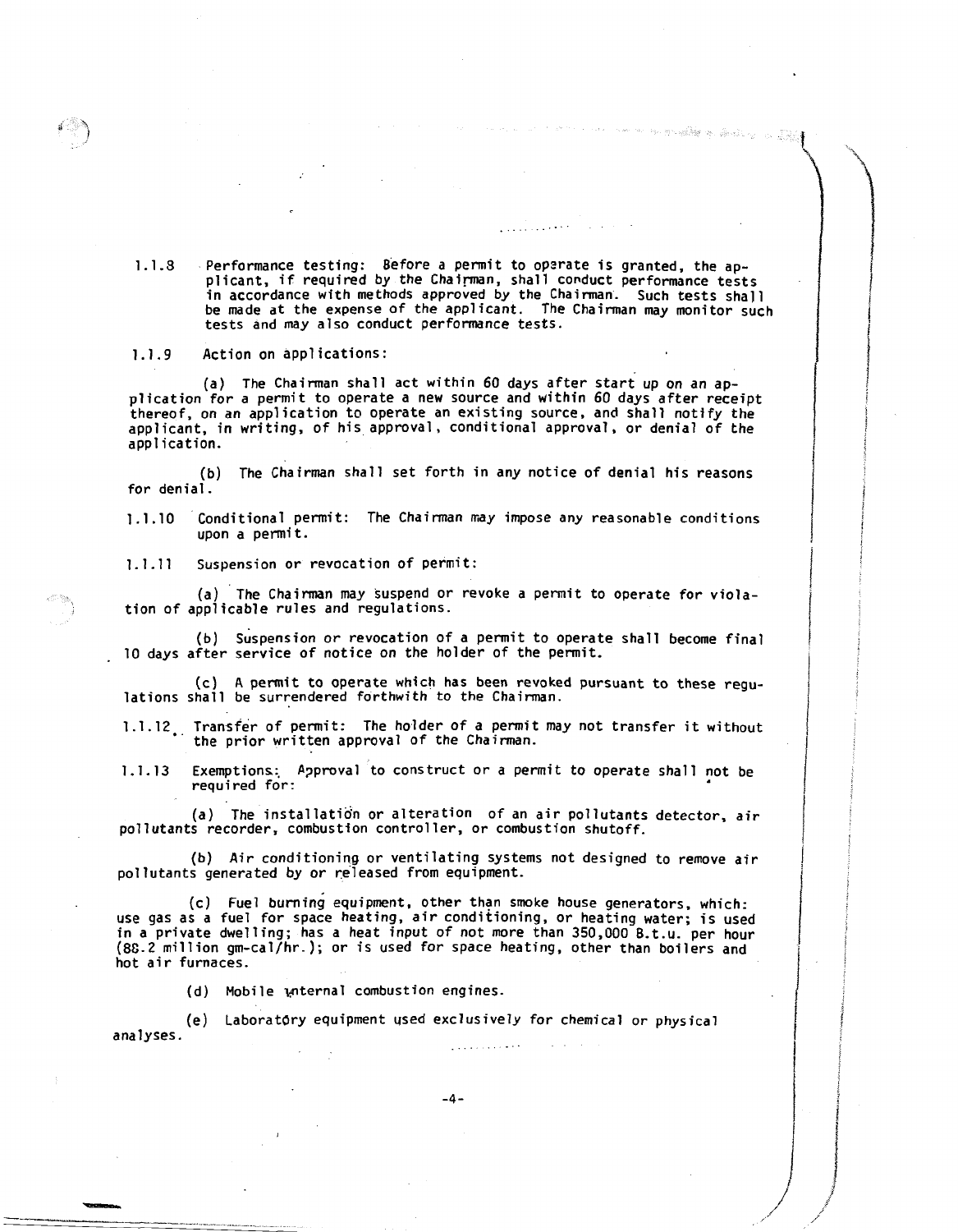1.1.8 Performance testing: Before a permit to operate is granted, the applicant, if required by the Chairman, shall conduct performance tests in accordance with methods approved by the Chairman. Such tests shall be made at the expense of the applicant. The Chairman may monitor such tests and may also conduct performance tests.

1.1.9 Action on applications:

(a) The Chairman shall act within 60 days after start up on an application for a permit to operate a new source and within 60 days after receipt thereof, on an application to operate an existing source, and shall notify the applicant, in writing, of his approval, conditional approval, or denial of the application.

(b) The Chairman shall set forth in any notice of denial his reasons for denial.

1.1.10 Conditional permit: The Chairman may impose any reasonable conditions upon a permit.

1.1.11 Suspension or revocation of permit:

(a) The Chairman may suspend or revoke a permit to operate for violation of applicable rules and regulations.

(b) Suspension or revocation of a permit to operate shall become final 10 days after service of notice on the holder of the permit.

(c) A permit to operate which has been revoked pursuant to these regulations shall be surrendered forthwith to the Chairman.

1.1.12 Transfer of permit: The holder of a permit may not transfer it without the prior written approval of the Chairman.

1.1.13 Exemptions: Approval to construct or a permit to operate shall not be required for:

(a) The installation or alteration of an air pollutants detector, air pollutants recorder, combustion controller, or combustion shutoff.

(b) Air conditioning or ventilating systems not designed to remove air pollutants generated by or released from equipment.

(c) Fuel burning equipment, other than smoke house generators, which: use gas as a fuel for space heating, air conditioning, or heating water; is used in a private dwelling; has a heat input of not more than 350,000 B.t.u. per hour (88.2 million gm-cal/hr.); or is used for space heating, other than boilers and hot air furnaces.

(d) Mobile internal combustion engines.

(e) Laboratory equipment used exclusively for chemical or physical analyses.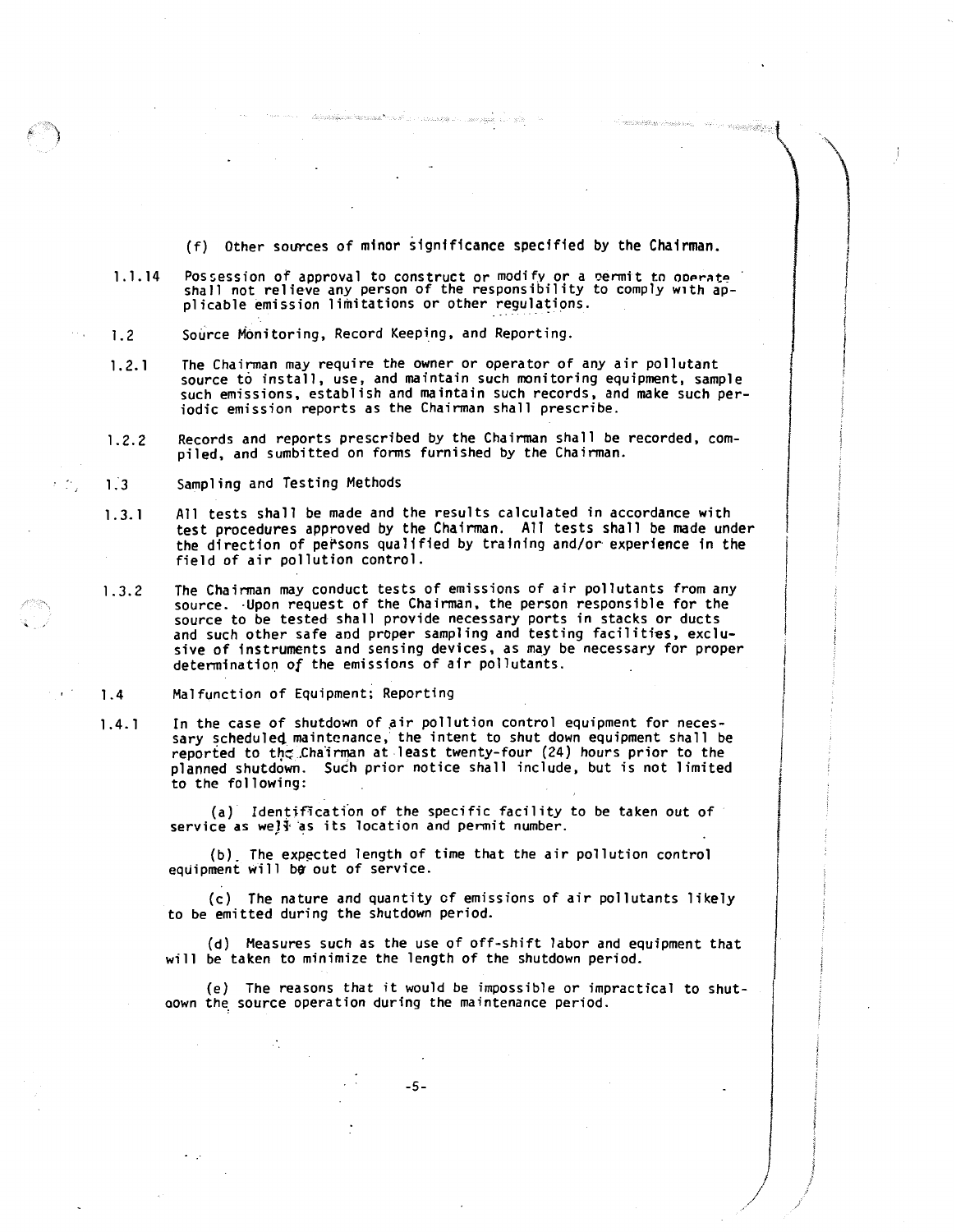(f) Other sources of minor significance specified by the Chairman.

1.1.14 Possession of approval to construct or modify or a permit to operate shall not relieve any person of the responsibility to comply with applicable emission limitations or other regulations.

1.2 Source Monitoring, Record Keeping, and Reporting.

1.2.1 The Chairman may require the owner or operator of any air pollutant source to install, use, and maintain such monitoring equipment, sample such emissions, establish and maintain such records, and make such periodic emission reports as the Chairman shall prescribe.

1.2.2 Records and reports prescribed by the Chairman shall be recorded, compiled, and sumbitted on forms furnished by the Chairman.

1.3 Sampling and Testing Methods

1.3.1 All tests shall be made and the results calculated in accordance with test procedures approved by the Chairman. All tests shall be made under the direction of persons qualified by training and/or experience in the field of air pollution control.

1.3.2 The Chairman may conduct tests of emissions of air pollutants from any source. Upon request of the Chairman, the person responsible for the source to be tested shall provide necessary ports in stacks or ducts and such other safe and proper sampling and testing facilities, exclusive of instruments and sensing devices, as may be necessary for proper determination of the emissions of air pollutants.

1.4 Malfunction of Equipment; Reporting

1.4.1 In the case of shutdown of air pollution control equipment for necessary scheduled maintenance, the intent to shut down equipment shall be reported to the Chairman at least twenty-four (24) hours prior to the planned shutdown. Such prior notice shall include, but is not limited to the following:

(a) Identification of the specific facility to be taken out of service as well as its location and permit number.

(b) The expected length of time that the air pollution control equipment will be out of service.

(c) The nature and quantity of emissions of air pollutants likely to be emitted during the shutdown period.

(d) Measures such as the use of off-shift labor and equipment that will be taken to minimize the length of the shutdown period.

(e) The reasons that it would be impossible or impractical to shutdown the source operation during the maintenance period.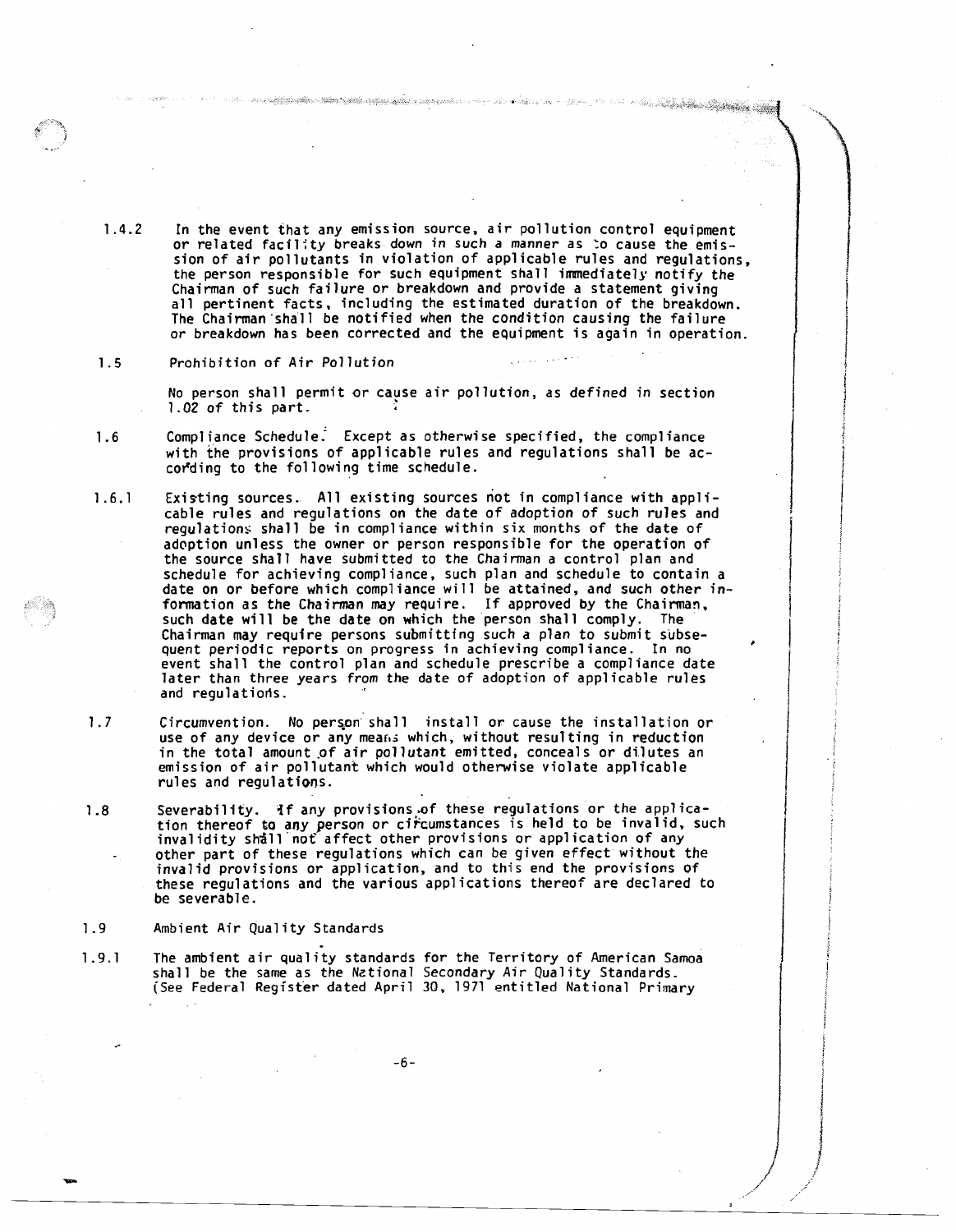1.4.2 In the event that any emission source, air pollution control equipment or related facility breaks down in such a manner as to cause the emission of air pollutants in violation of applicable rules and regulations, the person responsible for such equipment shall immediately notify the Chairman of such failure or breakdown and provide a statement giving all pertinent facts, including the estimated duration of the breakdown. The Chairman shall be notified when the condition causing the failure or breakdown has been corrected and the equipment is again in operation.

1.5 Prohibition of Air Pollution

No person shall permit or cause air pollution, as defined in section 1.02 of this part.

1.6 Compliance Schedule. Except as otherwise specified, the compliance with the provisions of applicable rules and regulations shall be according to the following time schedule.

1.6.1 Existing sources. All existing sources not in compliance with applicable rules and regulations on the date of adoption of such rules and regulations shall be in compliance within six months of the date of adoption unless the owner or person responsible for the operation of the source shall have submitted to the Chairman a control plan and schedule for achieving compliance, such plan and schedule to contain a date on or before which compliance will be attained, and such other information as the Chairman may require. If approved by the Chairman, such date will be the date on which the person shall comply. The Chairman may require persons submitting such a plan to submit subsequent periodic reports on progress in achieving compliance. In no event shall the control plan and schedule prescribe a compliance date later than three years from the date of adoption of applicable rules and regulations.

1.7 Circumvention. No person shall install or cause the installation or use of any device or any means which, without resulting in reduction in the total amount of air pollutant emitted, conceals or dilutes an emission of air pollutant which would otherwise violate applicable rules and regulations.

1.8 Severability. If any provisions of these regulations or the application thereof to any person or circumstances is held to be invalid, such invalidity shall not affect other provisions or application of any other part of these regulations which can be given effect without the invalid provisions or application, and to this end the provisions of these regulations and the various applications thereof are declared to be severable.

1.9 Ambient Air Quality Standards

1.9.1 The ambient air quality standards for the Territory of American Samoa shall be the same as the National Secondary Air Quality Standards. (See Federal Register dated April 30, 1971 entitled National Primary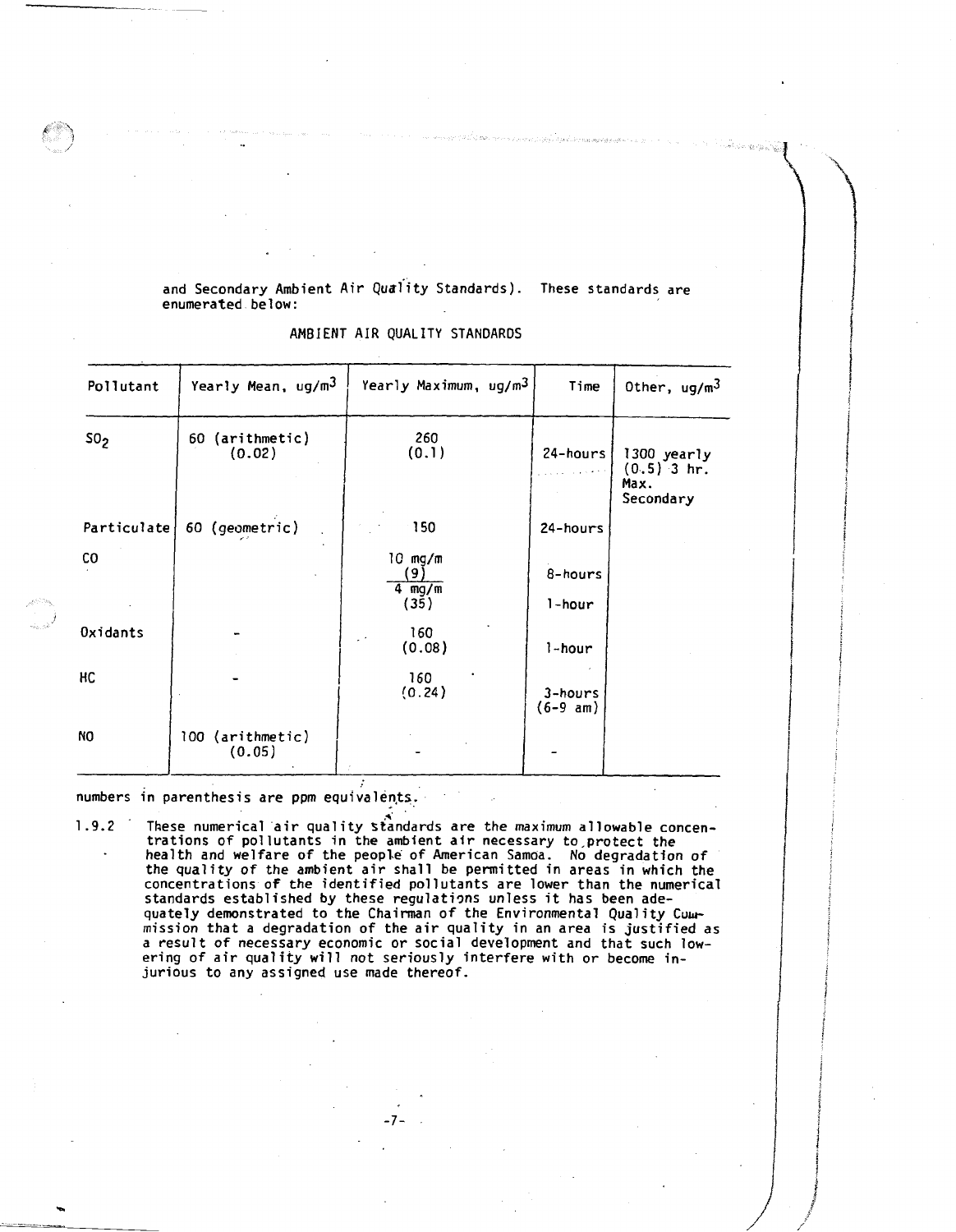and Secondary Ambient Air Quality Standards). These standards are enumerated below:

AMBIENT AIR QUALITY STANDARDS

| Pollutant | Yearly Mean, ug/m$^3$ | Yearly Maximum, ug/m$^3$ | Time | Other, ug/m$^3$ |
|---|---|---|---|---|
| $SO_2$ | 60 (arithmetic) (0.02) | 260 (0.1) | 24-hours | 1300 yearly (0.5) 3 hr. Max. Secondary |
| Particulate | 60 (geometric) | 150 | 24-hours | |
| CO | | 10 mg/m (9) | 8-hours | |
| | | 4 mg/m (35) | 1-hour | |
| Oxidants | - | 160 (0.08) | 1-hour | |
| HC | - | 160 (0.24) | 3-hours (6-9 am) | |
| NO | 100 (arithmetic) (0.05) | - | - | |

numbers in parenthesis are ppm equivalents.

1.9.2 These numerical air quality standards are the maximum allowable concentrations of pollutants in the ambient air necessary to protect the health and welfare of the people of American Samoa. No degradation of the quality of the ambient air shall be permitted in areas in which the concentrations of the identified pollutants are lower than the numerical standards established by these regulations unless it has been adequately demonstrated to the Chairman of the Environmental Quality Commission that a degradation of the air quality in an area is justified as a result of necessary economic or social development and that such lowering of air quality will not seriously interfere with or become injurious to any assigned use made thereof.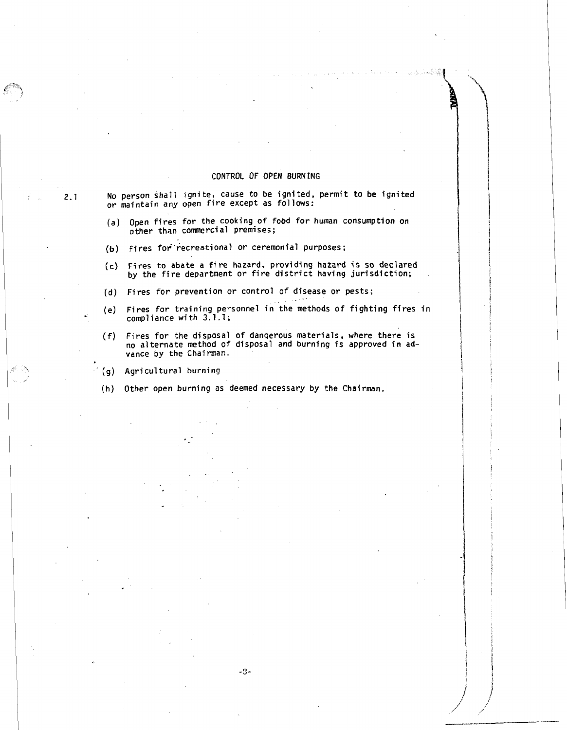## CONTROL OF OPEN BURNING

2.1 No person shall ignite, cause to be ignited, permit to be ignited or maintain any open fire except as follows:

(a) Open fires for the cooking of food for human consumption on other than commercial premises;

(b) Fires for recreational or ceremonial purposes;

(c) Fires to abate a fire hazard, providing hazard is so declared by the fire department or fire district having jurisdiction;

(d) Fires for prevention or control of disease or pests;

(e) Fires for training personnel in the methods of fighting fires in compliance with 3.1.1;

(f) Fires for the disposal of dangerous materials, where there is no alternate method of disposal and burning is approved in advance by the Chairman.

(g) Agricultural burning

(h) Other open burning as deemed necessary by the Chairman.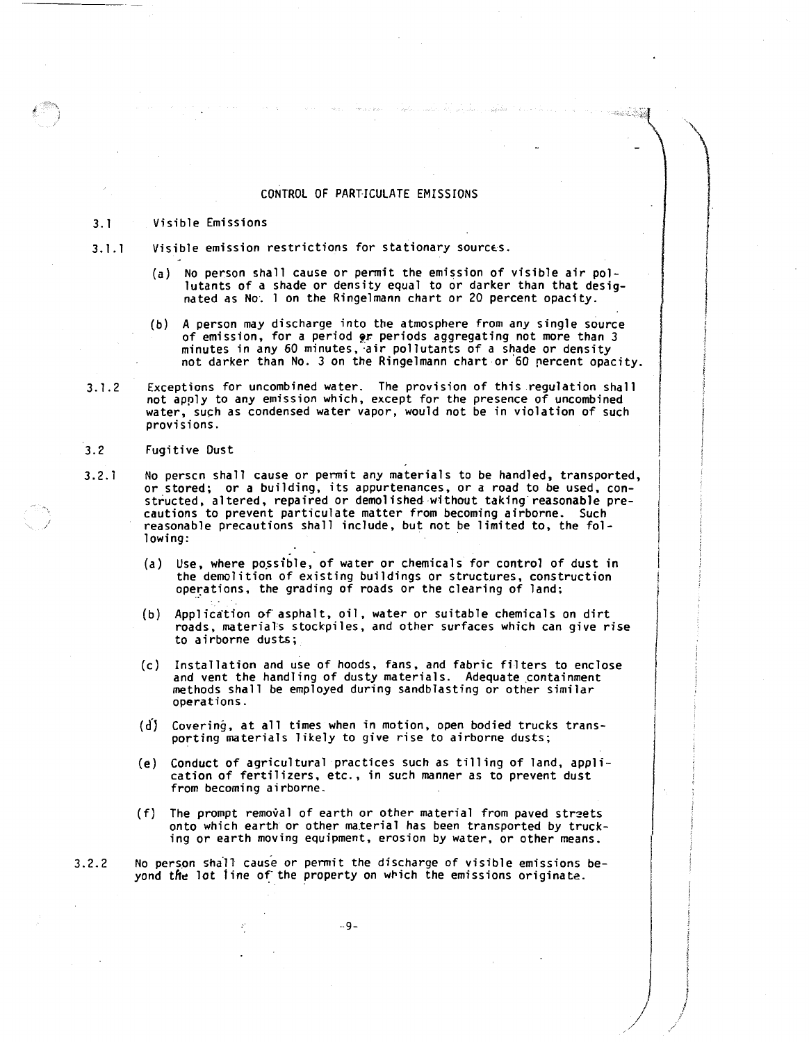# CONTROL OF PARTICULATE EMISSIONS

## 3.1 Visible Emissions

### 3.1.1 Visible emission restrictions for stationary sources.

(a) No person shall cause or permit the emission of visible air pollutants of a shade or density equal to or darker than that designated as No. 1 on the Ringelmann chart or 20 percent opacity.

(b) A person may discharge into the atmosphere from any single source of emission, for a period or periods aggregating not more than 3 minutes in any 60 minutes, air pollutants of a shade or density not darker than No. 3 on the Ringelmann chart or 60 percent opacity.

### 3.1.2 Exceptions for uncombined water.

The provision of this regulation shall not apply to any emission which, except for the presence of uncombined water, such as condensed water vapor, would not be in violation of such provisions.

## 3.2 Fugitive Dust

### 3.2.1

No person shall cause or permit any materials to be handled, transported, or stored; or a building, its appurtenances, or a road to be used, constructed, altered, repaired or demolished without taking reasonable precautions to prevent particulate matter from becoming airborne. Such reasonable precautions shall include, but not be limited to, the following:

(a) Use, where possible, of water or chemicals for control of dust in the demolition of existing buildings or structures, construction operations, the grading of roads or the clearing of land;

(b) Application of asphalt, oil, water or suitable chemicals on dirt roads, materials stockpiles, and other surfaces which can give rise to airborne dusts;

(c) Installation and use of hoods, fans, and fabric filters to enclose and vent the handling of dusty materials. Adequate containment methods shall be employed during sandblasting or other similar operations.

(d) Covering, at all times when in motion, open bodied trucks transporting materials likely to give rise to airborne dusts;

(e) Conduct of agricultural practices such as tilling of land, application of fertilizers, etc., in such manner as to prevent dust from becoming airborne.

(f) The prompt removal of earth or other material from paved streets onto which earth or other material has been transported by trucking or earth moving equipment, erosion by water, or other means.

### 3.2.2

No person shall cause or permit the discharge of visible emissions beyond the lot line of the property on which the emissions originate.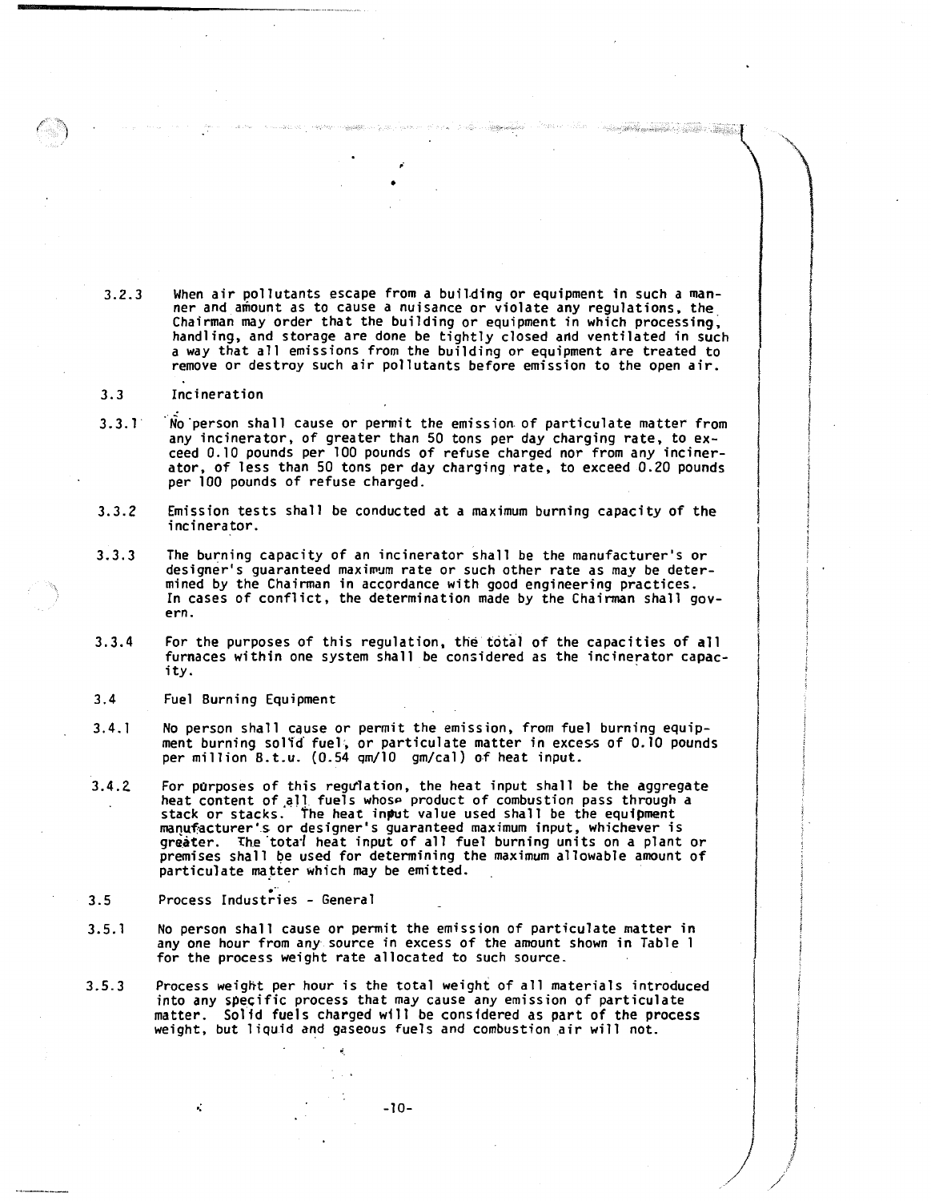3.2.3 When air pollutants escape from a building or equipment in such a manner and amount as to cause a nuisance or violate any regulations, the Chairman may order that the building or equipment in which processing, handling, and storage are done be tightly closed and ventilated in such a way that all emissions from the building or equipment are treated to remove or destroy such air pollutants before emission to the open air.

3.3 Incineration

3.3.1 No person shall cause or permit the emission of particulate matter from any incinerator, of greater than 50 tons per day charging rate, to exceed 0.10 pounds per 100 pounds of refuse charged nor from any incinerator, of less than 50 tons per day charging rate, to exceed 0.20 pounds per 100 pounds of refuse charged.

3.3.2 Emission tests shall be conducted at a maximum burning capacity of the incinerator.

3.3.3 The burning capacity of an incinerator shall be the manufacturer's or designer's guaranteed maximum rate or such other rate as may be determined by the Chairman in accordance with good engineering practices. In cases of conflict, the determination made by the Chairman shall govern.

3.3.4 For the purposes of this regulation, the total of the capacities of all furnaces within one system shall be considered as the incinerator capacity.

3.4 Fuel Burning Equipment

3.4.1 No person shall cause or permit the emission, from fuel burning equipment burning solid fuel, or particulate matter in excess of 0.10 pounds per million B.t.u. (0.54 gm/10 gm/cal) of heat input.

3.4.2 For purposes of this regulation, the heat input shall be the aggregate heat content of all fuels whose product of combustion pass through a stack or stacks. The heat input value used shall be the equipment manufacturer's or designer's guaranteed maximum input, whichever is greater. The total heat input of all fuel burning units on a plant or premises shall be used for determining the maximum allowable amount of particulate matter which may be emitted.

3.5 Process Industries - General

3.5.1 No person shall cause or permit the emission of particulate matter in any one hour from any source in excess of the amount shown in Table 1 for the process weight rate allocated to such source.

3.5.3 Process weight per hour is the total weight of all materials introduced into any specific process that may cause any emission of particulate matter. Solid fuels charged will be considered as part of the process weight, but liquid and gaseous fuels and combustion air will not.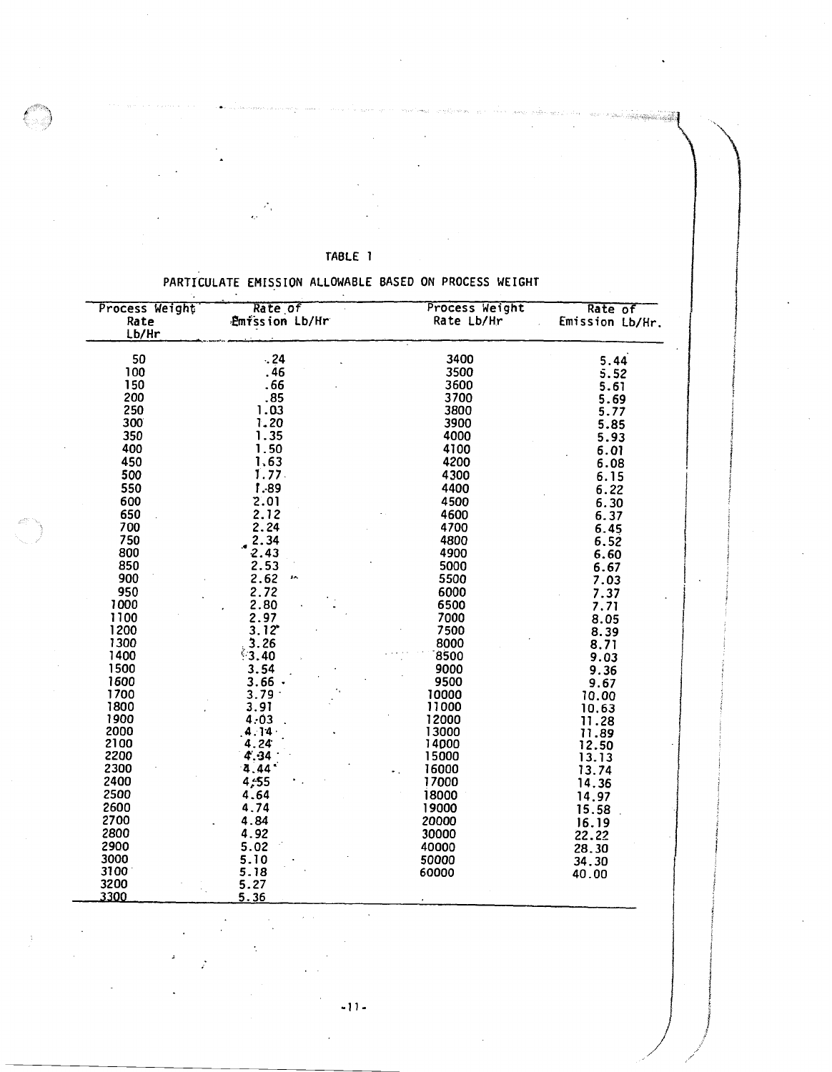TABLE 1

PARTICULATE EMISSION ALLOWABLE BASED ON PROCESS WEIGHT

| Process Weight Rate Lb/Hr | Rate of Emission Lb/Hr | Process Weight Rate Lb/Hr | Rate of Emission Lb/Hr. |
|---|---|---|---|
| 50 | .24 | 3400 | 5.44 |
| 100 | .46 | 3500 | 5.52 |
| 150 | .66 | 3600 | 5.61 |
| 200 | .85 | 3700 | 5.69 |
| 250 | 1.03 | 3800 | 5.77 |
| 300 | 1.20 | 3900 | 5.85 |
| 350 | 1.35 | 4000 | 5.93 |
| 400 | 1.50 | 4100 | 6.01 |
| 450 | 1.63 | 4200 | 6.08 |
| 500 | 1.77 | 4300 | 6.15 |
| 550 | 1.89 | 4400 | 6.22 |
| 600 | 2.01 | 4500 | 6.30 |
| 650 | 2.12 | 4600 | 6.37 |
| 700 | 2.24 | 4700 | 6.45 |
| 750 | 2.34 | 4800 | 6.52 |
| 800 | 2.43 | 4900 | 6.60 |
| 850 | 2.53 | 5000 | 6.67 |
| 900 | 2.62 | 5500 | 7.03 |
| 950 | 2.72 | 6000 | 7.37 |
| 1000 | 2.80 | 6500 | 7.71 |
| 1100 | 2.97 | 7000 | 8.05 |
| 1200 | 3.12 | 7500 | 8.39 |
| 1300 | 3.26 | 8000 | 8.71 |
| 1400 | 3.40 | 8500 | 9.03 |
| 1500 | 3.54 | 9000 | 9.36 |
| 1600 | 3.66 | 9500 | 9.67 |
| 1700 | 3.79 | 10000 | 10.00 |
| 1800 | 3.91 | 11000 | 10.63 |
| 1900 | 4.03 | 12000 | 11.28 |
| 2000 | 4.14 | 13000 | 11.89 |
| 2100 | 4.24 | 14000 | 12.50 |
| 2200 | 4.34 | 15000 | 13.13 |
| 2300 | 4.44 | 16000 | 13.74 |
| 2400 | 4.55 | 17000 | 14.36 |
| 2500 | 4.64 | 18000 | 14.97 |
| 2600 | 4.74 | 19000 | 15.58 |
| 2700 | 4.84 | 20000 | 16.19 |
| 2800 | 4.92 | 30000 | 22.22 |
| 2900 | 5.02 | 40000 | 28.30 |
| 3000 | 5.10 | 50000 | 34.30 |
| 3100 | 5.18 | 60000 | 40.00 |
| 3200 | 5.27 | | |
| 3300 | 5.36 | | |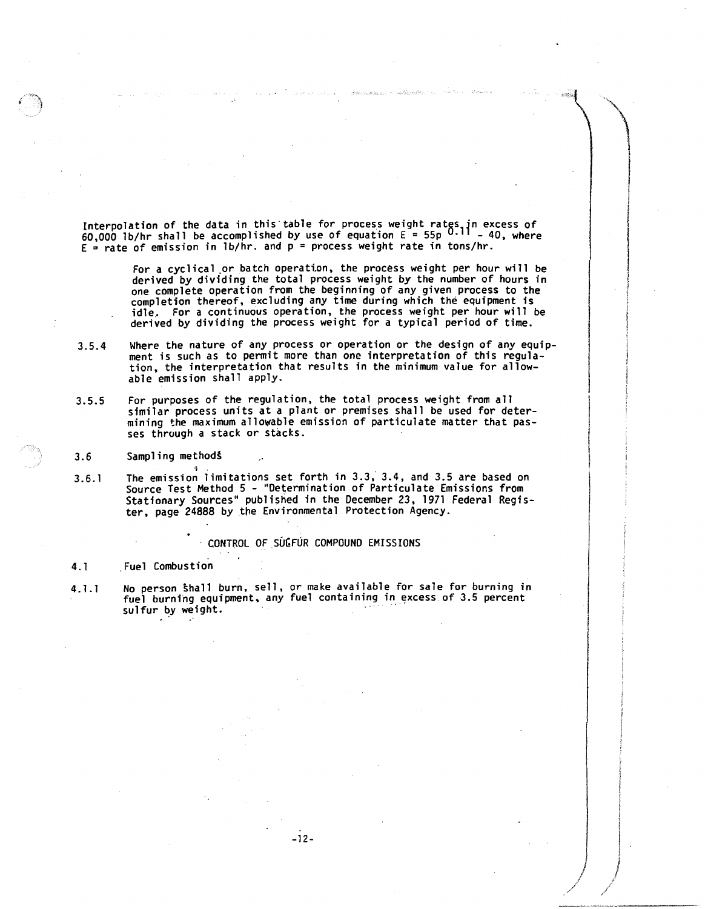Interpolation of the data in this table for process weight rates in excess of 60,000 lb/hr shall be accomplished by use of equation $E = 55p^{0.11} - 40$, where E = rate of emission in lb/hr. and p = process weight rate in tons/hr.

For a cyclical or batch operation, the process weight per hour will be derived by dividing the total process weight by the number of hours in one complete operation from the beginning of any given process to the completion thereof, excluding any time during which the equipment is idle. For a continuous operation, the process weight per hour will be derived by dividing the process weight for a typical period of time.

3.5.4 Where the nature of any process or operation or the design of any equipment is such as to permit more than one interpretation of this regulation, the interpretation that results in the minimum value for allowable emission shall apply.

3.5.5 For purposes of the regulation, the total process weight from all similar process units at a plant or premises shall be used for determining the maximum allowable emission of particulate matter that passes through a stack or stacks.

3.6 Sampling methods

3.6.1 The emission limitations set forth in 3.3, 3.4, and 3.5 are based on Source Test Method 5 - "Determination of Particulate Emissions from Stationary Sources" published in the December 23, 1971 Federal Register, page 24888 by the Environmental Protection Agency.

## CONTROL OF SULFUR COMPOUND EMISSIONS

4.1 Fuel Combustion

4.1.1 No person shall burn, sell, or make available for sale for burning in fuel burning equipment, any fuel containing in excess of 3.5 percent sulfur by weight.